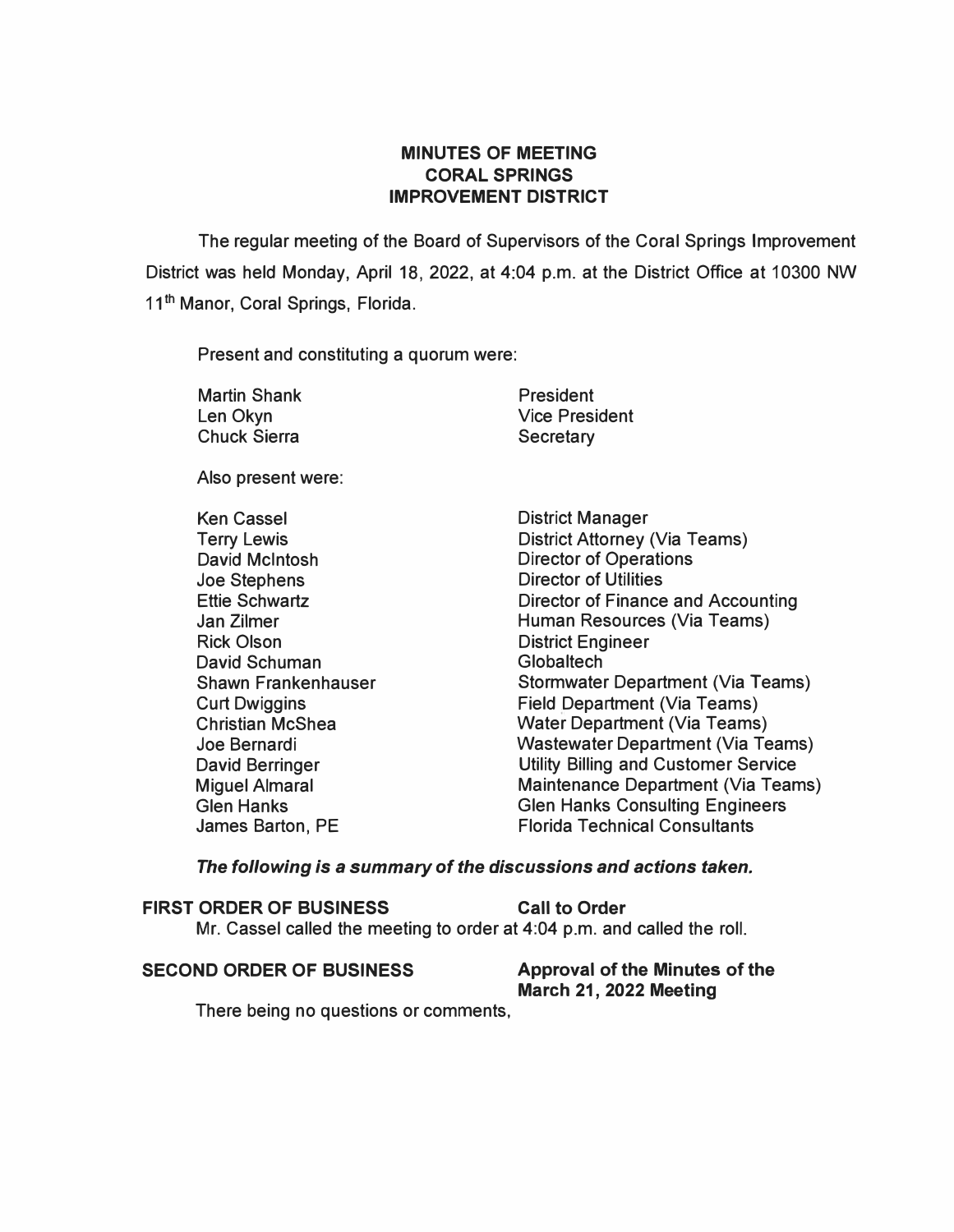# MINUTES OF MEETING
# CORAL SPRINGS
# IMPROVEMENT DISTRICT

The regular meeting of the Board of Supervisors of the Coral Springs Improvement District was held Monday, April 18, 2022, at 4:04 p.m. at the District Office at 10300 NW 11th Manor, Coral Springs, Florida.

Present and constituting a quorum were:

| | |
|---|---|
| Martin Shank | President |
| Len Okyn | Vice President |
| Chuck Sierra | Secretary |

Also present were:

| | |
|---|---|
| Ken Cassel | District Manager |
| Terry Lewis | District Attorney (Via Teams) |
| David McIntosh | Director of Operations |
| Joe Stephens | Director of Utilities |
| Ettie Schwartz | Director of Finance and Accounting |
| Jan Zilmer | Human Resources (Via Teams) |
| Rick Olson | District Engineer |
| David Schuman | Globaltech |
| Shawn Frankenhauser | Stormwater Department (Via Teams) |
| Curt Dwiggins | Field Department (Via Teams) |
| Christian McShea | Water Department (Via Teams) |
| Joe Bernardi | Wastewater Department (Via Teams) |
| David Berringer | Utility Billing and Customer Service |
| Miguel Almaral | Maintenance Department (Via Teams) |
| Glen Hanks | Glen Hanks Consulting Engineers |
| James Barton, PE | Florida Technical Consultants |

***The following is a summary of the discussions and actions taken.***

**FIRST ORDER OF BUSINESS** **Call to Order**

Mr. Cassel called the meeting to order at 4:04 p.m. and called the roll.

**SECOND ORDER OF BUSINESS** **Approval of the Minutes of the March 21, 2022 Meeting**

There being no questions or comments,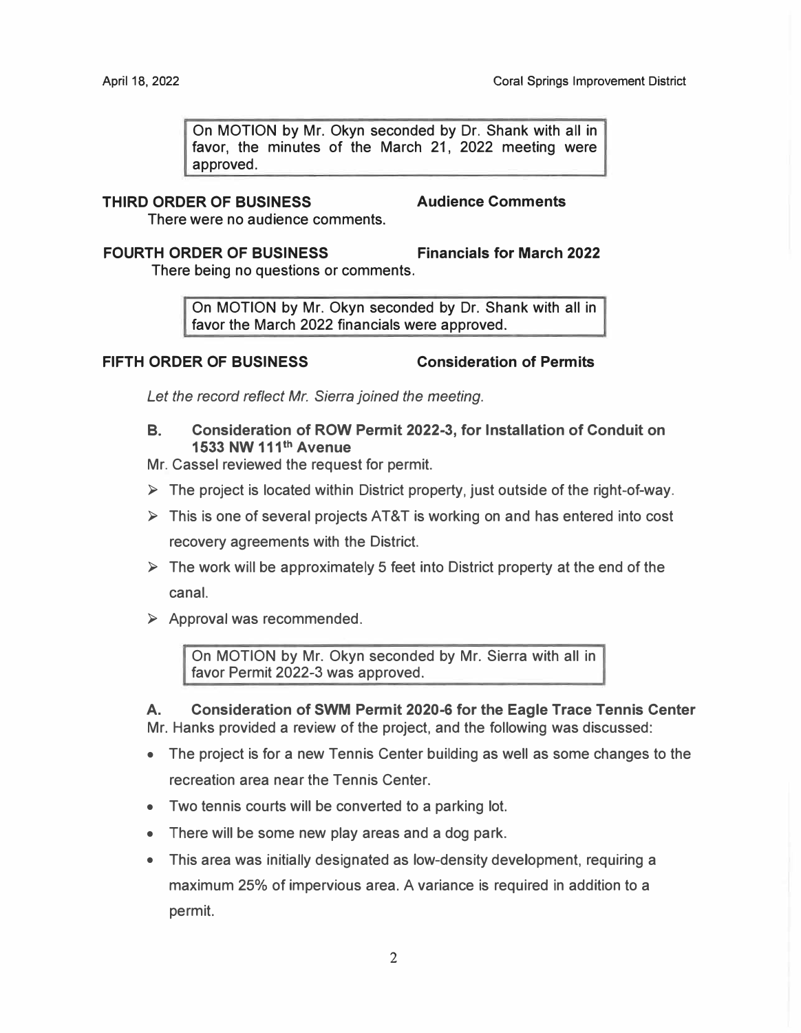On MOTION by Mr. Okyn seconded by Dr. Shank with all in favor, the minutes of the March 21, 2022 meeting were approved.

**THIRD ORDER OF BUSINESS** **Audience Comments**

There were no audience comments.

**FOURTH ORDER OF BUSINESS** **Financials for March 2022**

There being no questions or comments.

On MOTION by Mr. Okyn seconded by Dr. Shank with all in favor the March 2022 financials were approved.

**FIFTH ORDER OF BUSINESS** **Consideration of Permits**

*Let the record reflect Mr. Sierra joined the meeting.*

**B. Consideration of ROW Permit 2022-3, for Installation of Conduit on 1533 NW 111th Avenue**

Mr. Cassel reviewed the request for permit.

- The project is located within District property, just outside of the right-of-way.
- This is one of several projects AT&T is working on and has entered into cost recovery agreements with the District.
- The work will be approximately 5 feet into District property at the end of the canal.
- Approval was recommended.

On MOTION by Mr. Okyn seconded by Mr. Sierra with all in favor Permit 2022-3 was approved.

**A. Consideration of SWM Permit 2020-6 for the Eagle Trace Tennis Center**

Mr. Hanks provided a review of the project, and the following was discussed:

- The project is for a new Tennis Center building as well as some changes to the recreation area near the Tennis Center.
- Two tennis courts will be converted to a parking lot.
- There will be some new play areas and a dog park.
- This area was initially designated as low-density development, requiring a maximum 25% of impervious area. A variance is required in addition to a permit.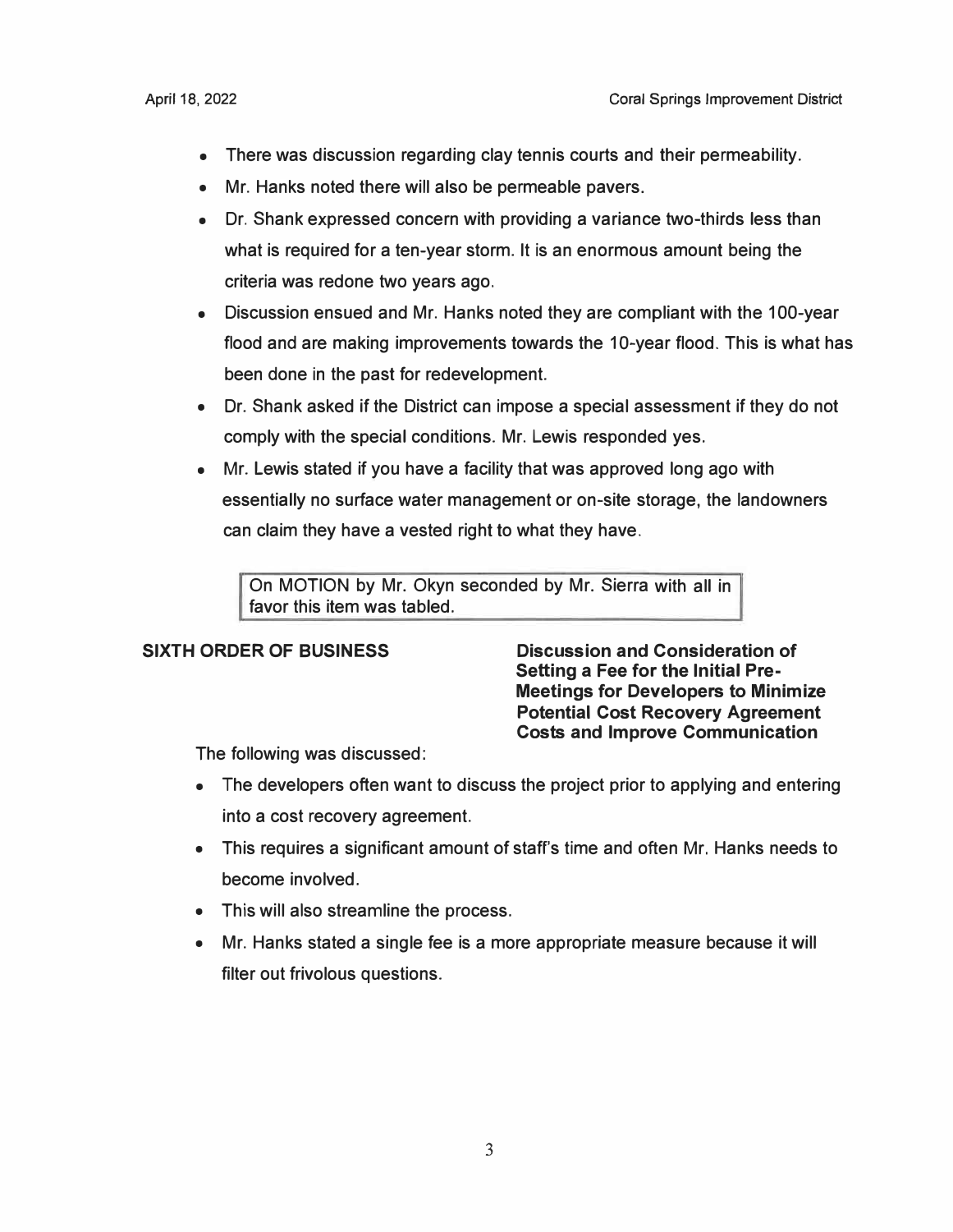- There was discussion regarding clay tennis courts and their permeability.
- Mr. Hanks noted there will also be permeable pavers.
- Dr. Shank expressed concern with providing a variance two-thirds less than what is required for a ten-year storm. It is an enormous amount being the criteria was redone two years ago.
- Discussion ensued and Mr. Hanks noted they are compliant with the 100-year flood and are making improvements towards the 10-year flood. This is what has been done in the past for redevelopment.
- Dr. Shank asked if the District can impose a special assessment if they do not comply with the special conditions. Mr. Lewis responded yes.
- Mr. Lewis stated if you have a facility that was approved long ago with essentially no surface water management or on-site storage, the landowners can claim they have a vested right to what they have.

> On MOTION by Mr. Okyn seconded by Mr. Sierra with all in favor this item was tabled.

**SIXTH ORDER OF BUSINESS** **Discussion and Consideration of Setting a Fee for the Initial Pre-Meetings for Developers to Minimize Potential Cost Recovery Agreement Costs and Improve Communication**

The following was discussed:

- The developers often want to discuss the project prior to applying and entering into a cost recovery agreement.
- This requires a significant amount of staff's time and often Mr. Hanks needs to become involved.
- This will also streamline the process.
- Mr. Hanks stated a single fee is a more appropriate measure because it will filter out frivolous questions.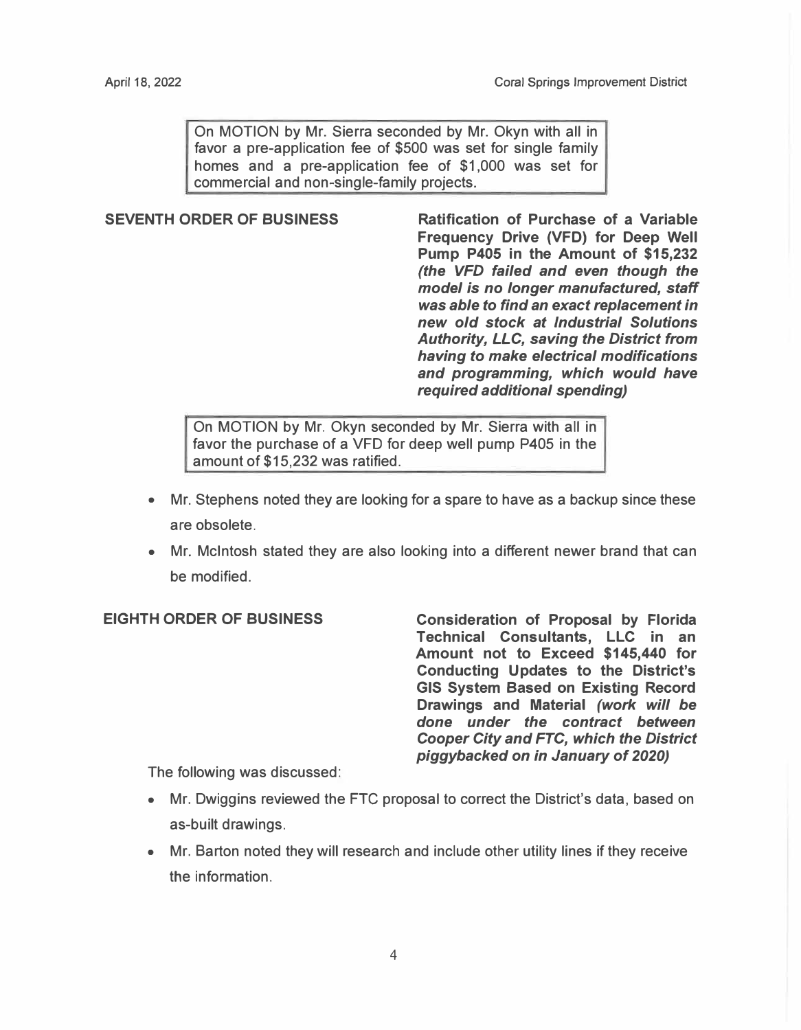> On MOTION by Mr. Sierra seconded by Mr. Okyn with all in favor a pre-application fee of $500 was set for single family homes and a pre-application fee of $1,000 was set for commercial and non-single-family projects.

**SEVENTH ORDER OF BUSINESS** — **Ratification of Purchase of a Variable Frequency Drive (VFD) for Deep Well Pump P405 in the Amount of $15,232** ***(the VFD failed and even though the model is no longer manufactured, staff was able to find an exact replacement in new old stock at Industrial Solutions Authority, LLC, saving the District from having to make electrical modifications and programming, which would have required additional spending)***

> On MOTION by Mr. Okyn seconded by Mr. Sierra with all in favor the purchase of a VFD for deep well pump P405 in the amount of $15,232 was ratified.

- Mr. Stephens noted they are looking for a spare to have as a backup since these are obsolete.
- Mr. McIntosh stated they are also looking into a different newer brand that can be modified.

**EIGHTH ORDER OF BUSINESS** — **Consideration of Proposal by Florida Technical Consultants, LLC in an Amount not to Exceed $145,440 for Conducting Updates to the District's GIS System Based on Existing Record Drawings and Material** ***(work will be done under the contract between Cooper City and FTC, which the District piggybacked on in January of 2020)***

The following was discussed:

- Mr. Dwiggins reviewed the FTC proposal to correct the District's data, based on as-built drawings.
- Mr. Barton noted they will research and include other utility lines if they receive the information.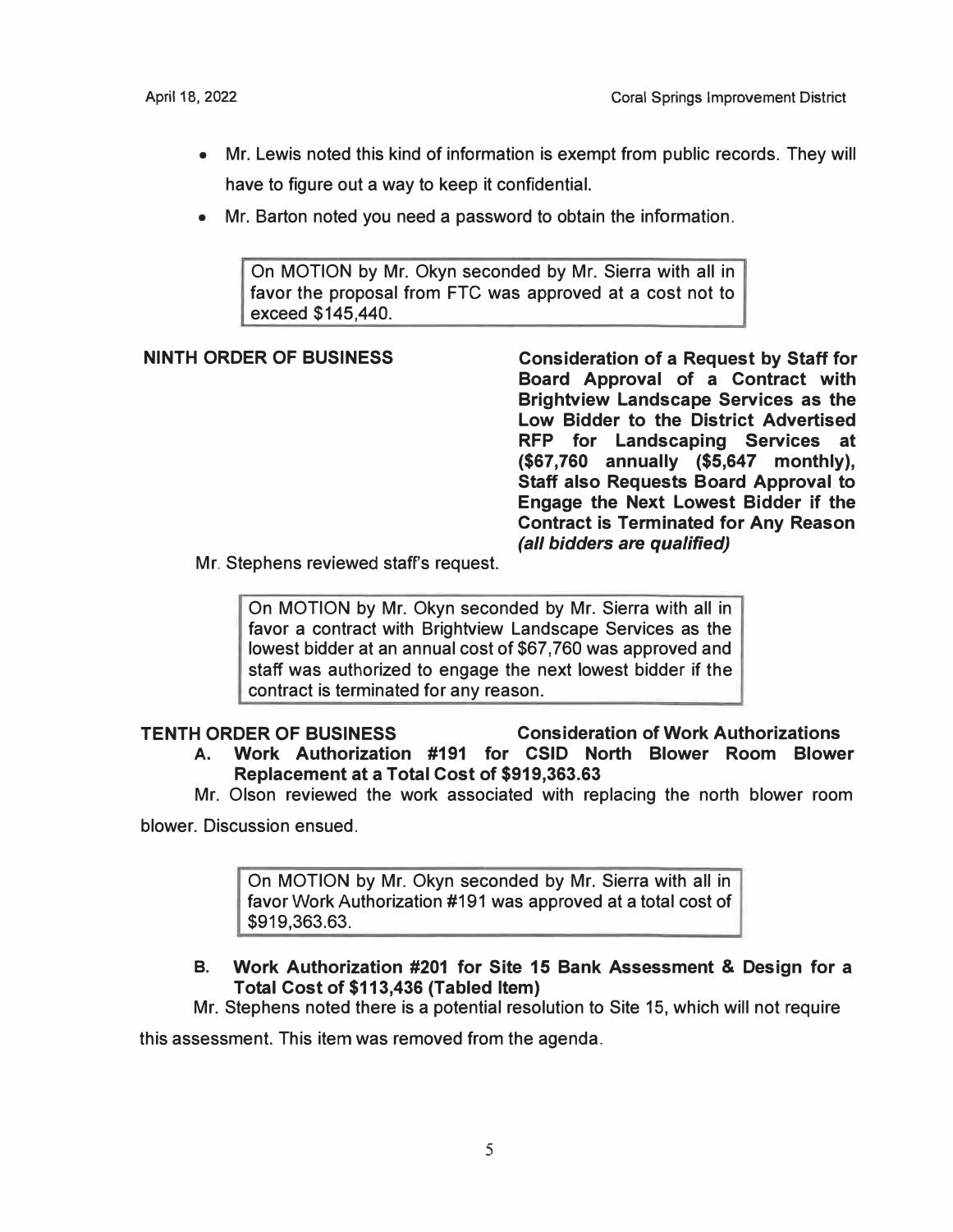- Mr. Lewis noted this kind of information is exempt from public records. They will have to figure out a way to keep it confidential.
- Mr. Barton noted you need a password to obtain the information.

> On MOTION by Mr. Okyn seconded by Mr. Sierra with all in favor the proposal from FTC was approved at a cost not to exceed $145,440.

**NINTH ORDER OF BUSINESS** **Consideration of a Request by Staff for Board Approval of a Contract with Brightview Landscape Services as the Low Bidder to the District Advertised RFP for Landscaping Services at ($67,760 annually ($5,647 monthly), Staff also Requests Board Approval to Engage the Next Lowest Bidder if the Contract is Terminated for Any Reason *(all bidders are qualified)***

Mr. Stephens reviewed staff's request.

> On MOTION by Mr. Okyn seconded by Mr. Sierra with all in favor a contract with Brightview Landscape Services as the lowest bidder at an annual cost of $67,760 was approved and staff was authorized to engage the next lowest bidder if the contract is terminated for any reason.

**TENTH ORDER OF BUSINESS** **Consideration of Work Authorizations**

**A. Work Authorization #191 for CSID North Blower Room Blower Replacement at a Total Cost of $919,363.63**

Mr. Olson reviewed the work associated with replacing the north blower room blower. Discussion ensued.

> On MOTION by Mr. Okyn seconded by Mr. Sierra with all in favor Work Authorization #191 was approved at a total cost of $919,363.63.

**B. Work Authorization #201 for Site 15 Bank Assessment & Design for a Total Cost of $113,436 (Tabled Item)**

Mr. Stephens noted there is a potential resolution to Site 15, which will not require this assessment. This item was removed from the agenda.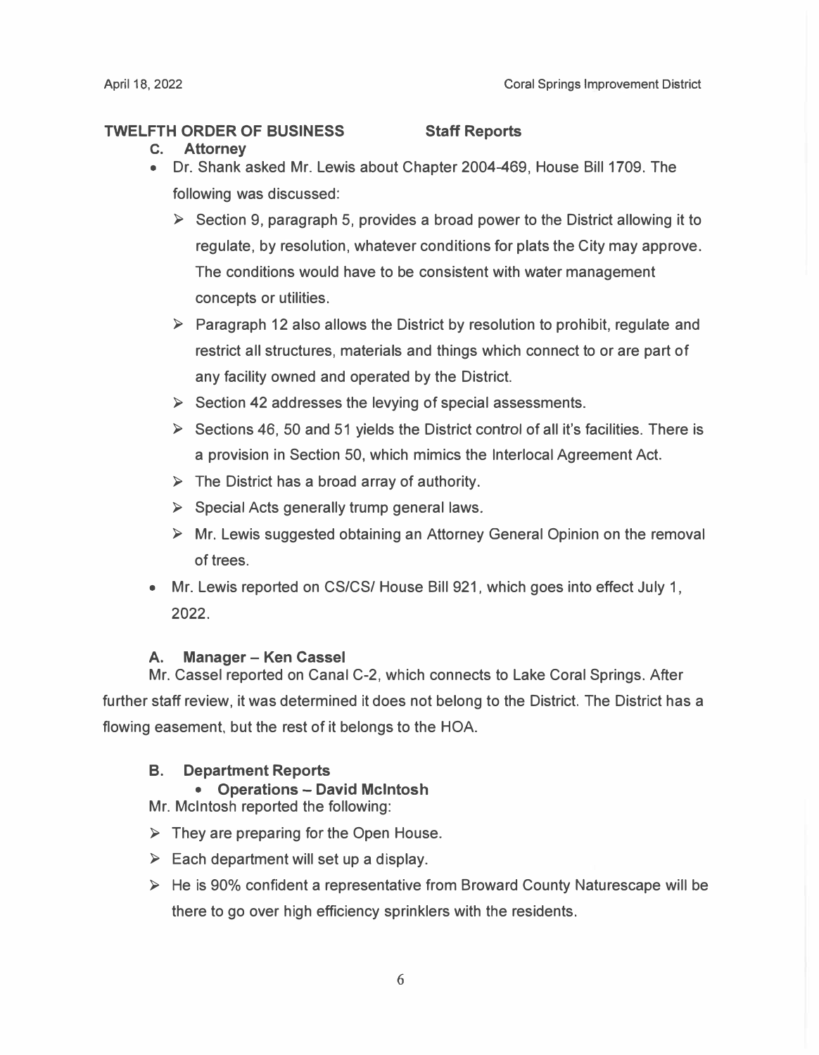**TWELFTH ORDER OF BUSINESS** **Staff Reports**

**C. Attorney**

- Dr. Shank asked Mr. Lewis about Chapter 2004-469, House Bill 1709. The following was discussed:
  - ➢ Section 9, paragraph 5, provides a broad power to the District allowing it to regulate, by resolution, whatever conditions for plats the City may approve. The conditions would have to be consistent with water management concepts or utilities.
  - ➢ Paragraph 12 also allows the District by resolution to prohibit, regulate and restrict all structures, materials and things which connect to or are part of any facility owned and operated by the District.
  - ➢ Section 42 addresses the levying of special assessments.
  - ➢ Sections 46, 50 and 51 yields the District control of all it's facilities. There is a provision in Section 50, which mimics the Interlocal Agreement Act.
  - ➢ The District has a broad array of authority.
  - ➢ Special Acts generally trump general laws.
  - ➢ Mr. Lewis suggested obtaining an Attorney General Opinion on the removal of trees.
- Mr. Lewis reported on CS/CS/ House Bill 921, which goes into effect July 1, 2022.

**A. Manager – Ken Cassel**

Mr. Cassel reported on Canal C-2, which connects to Lake Coral Springs. After further staff review, it was determined it does not belong to the District. The District has a flowing easement, but the rest of it belongs to the HOA.

**B. Department Reports**

- **Operations – David McIntosh**

Mr. McIntosh reported the following:

- ➢ They are preparing for the Open House.
- ➢ Each department will set up a display.
- ➢ He is 90% confident a representative from Broward County Naturescape will be there to go over high efficiency sprinklers with the residents.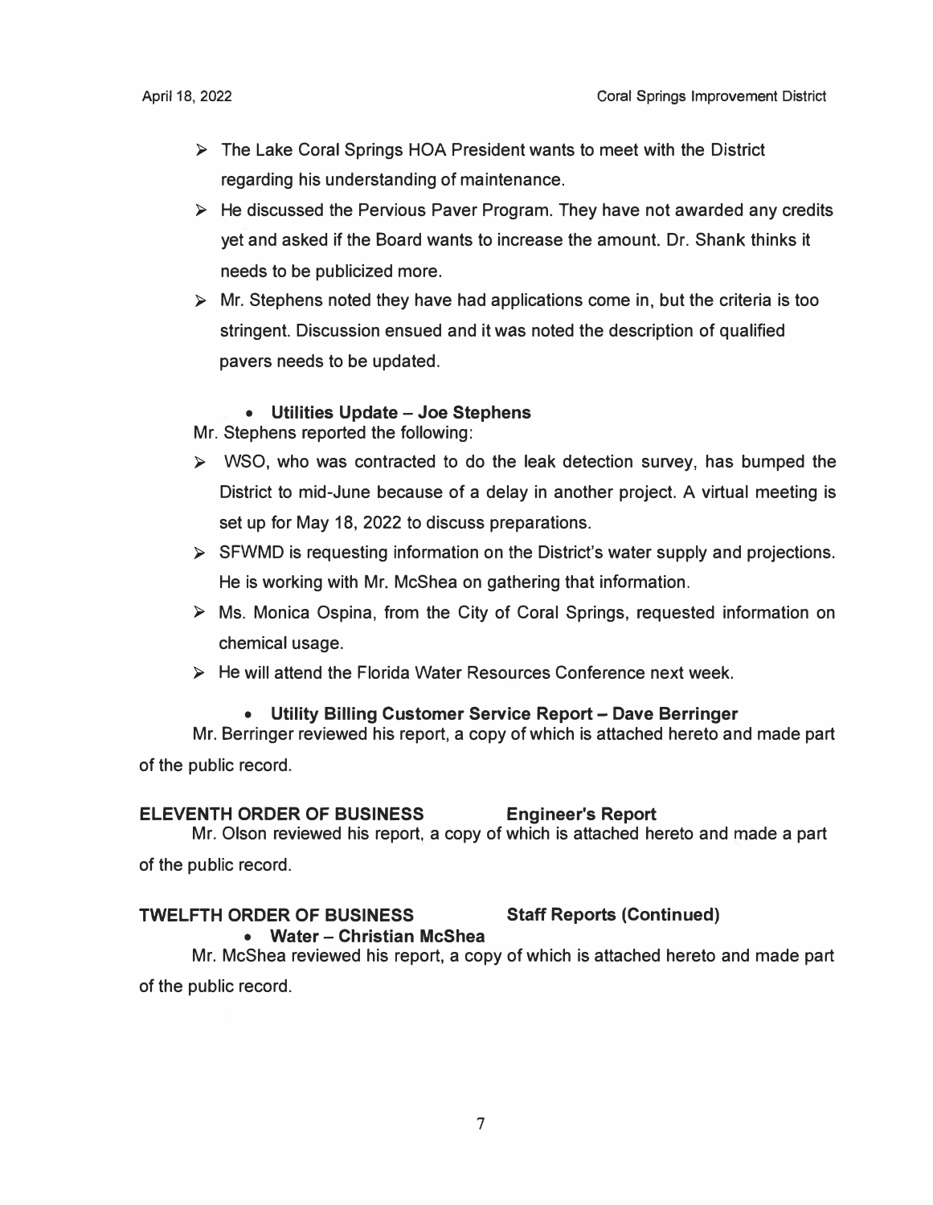- The Lake Coral Springs HOA President wants to meet with the District regarding his understanding of maintenance.
- He discussed the Pervious Paver Program. They have not awarded any credits yet and asked if the Board wants to increase the amount. Dr. Shank thinks it needs to be publicized more.
- Mr. Stephens noted they have had applications come in, but the criteria is too stringent. Discussion ensued and it was noted the description of qualified pavers needs to be updated.

- **Utilities Update – Joe Stephens**

Mr. Stephens reported the following:

- WSO, who was contracted to do the leak detection survey, has bumped the District to mid-June because of a delay in another project. A virtual meeting is set up for May 18, 2022 to discuss preparations.
- SFWMD is requesting information on the District's water supply and projections. He is working with Mr. McShea on gathering that information.
- Ms. Monica Ospina, from the City of Coral Springs, requested information on chemical usage.
- He will attend the Florida Water Resources Conference next week.

- **Utility Billing Customer Service Report – Dave Berringer**

Mr. Berringer reviewed his report, a copy of which is attached hereto and made part of the public record.

**ELEVENTH ORDER OF BUSINESS Engineer's Report**

Mr. Olson reviewed his report, a copy of which is attached hereto and made a part of the public record.

**TWELFTH ORDER OF BUSINESS Staff Reports (Continued)**

- **Water – Christian McShea**

Mr. McShea reviewed his report, a copy of which is attached hereto and made part of the public record.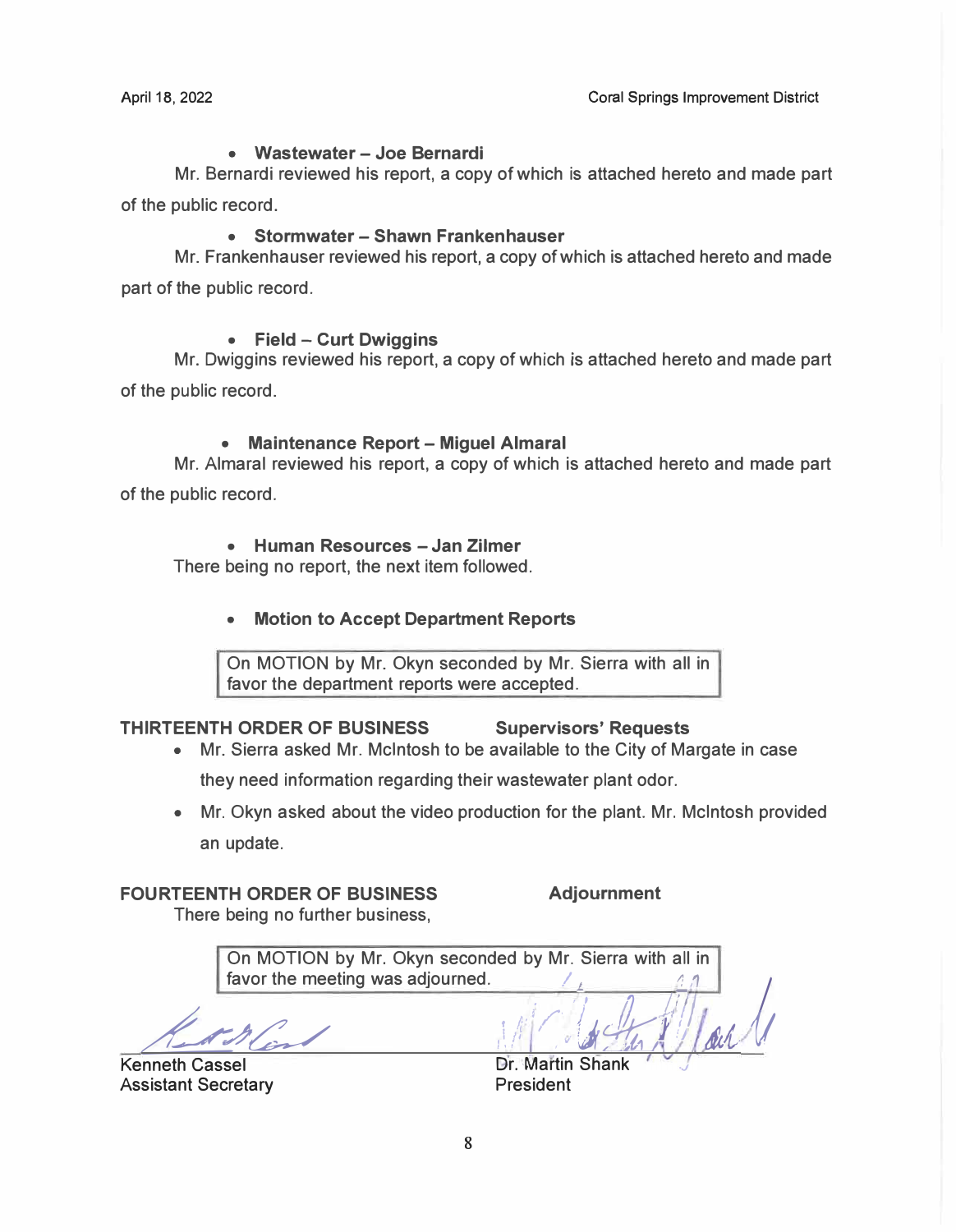- **Wastewater – Joe Bernardi**

Mr. Bernardi reviewed his report, a copy of which is attached hereto and made part of the public record.

- **Stormwater – Shawn Frankenhauser**

Mr. Frankenhauser reviewed his report, a copy of which is attached hereto and made part of the public record.

- **Field – Curt Dwiggins**

Mr. Dwiggins reviewed his report, a copy of which is attached hereto and made part of the public record.

- **Maintenance Report – Miguel Almaral**

Mr. Almaral reviewed his report, a copy of which is attached hereto and made part of the public record.

- **Human Resources – Jan Zilmer**

There being no report, the next item followed.

- **Motion to Accept Department Reports**

> On MOTION by Mr. Okyn seconded by Mr. Sierra with all in favor the department reports were accepted.

**THIRTEENTH ORDER OF BUSINESS — Supervisors' Requests**

- Mr. Sierra asked Mr. McIntosh to be available to the City of Margate in case they need information regarding their wastewater plant odor.
- Mr. Okyn asked about the video production for the plant. Mr. McIntosh provided an update.

**FOURTEENTH ORDER OF BUSINESS — Adjournment**

There being no further business,

> On MOTION by Mr. Okyn seconded by Mr. Sierra with all in favor the meeting was adjourned.

Kenneth Cassel
Assistant Secretary

Dr. Martin Shank
President